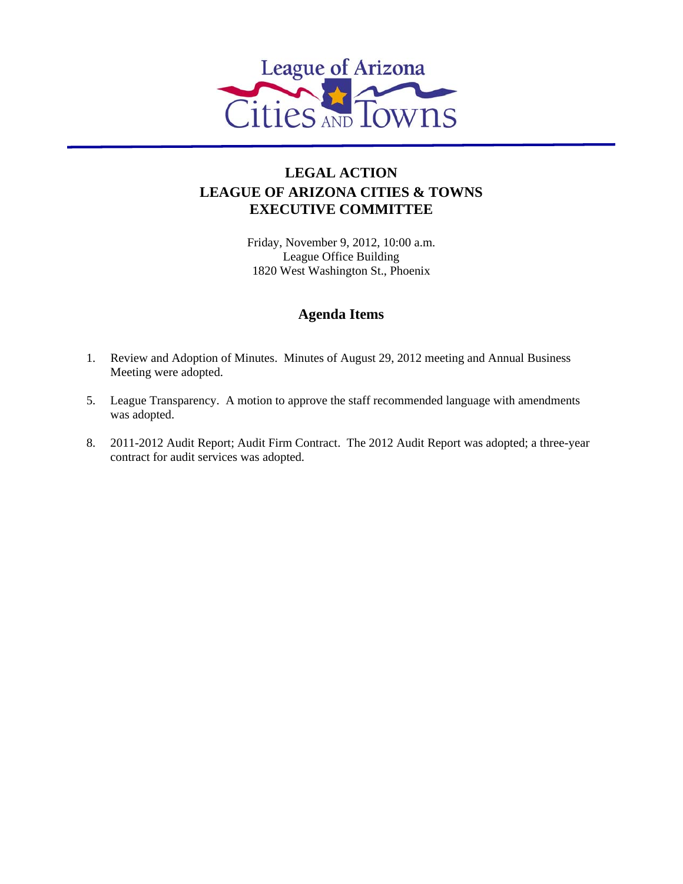League of Arizona Cities AND Towns

# LEGAL ACTION
# LEAGUE OF ARIZONA CITIES & TOWNS
# EXECUTIVE COMMITTEE

Friday, November 9, 2012, 10:00 a.m.
League Office Building
1820 West Washington St., Phoenix

## Agenda Items

1. Review and Adoption of Minutes. Minutes of August 29, 2012 meeting and Annual Business Meeting were adopted.

5. League Transparency. A motion to approve the staff recommended language with amendments was adopted.

8. 2011-2012 Audit Report; Audit Firm Contract. The 2012 Audit Report was adopted; a three-year contract for audit services was adopted.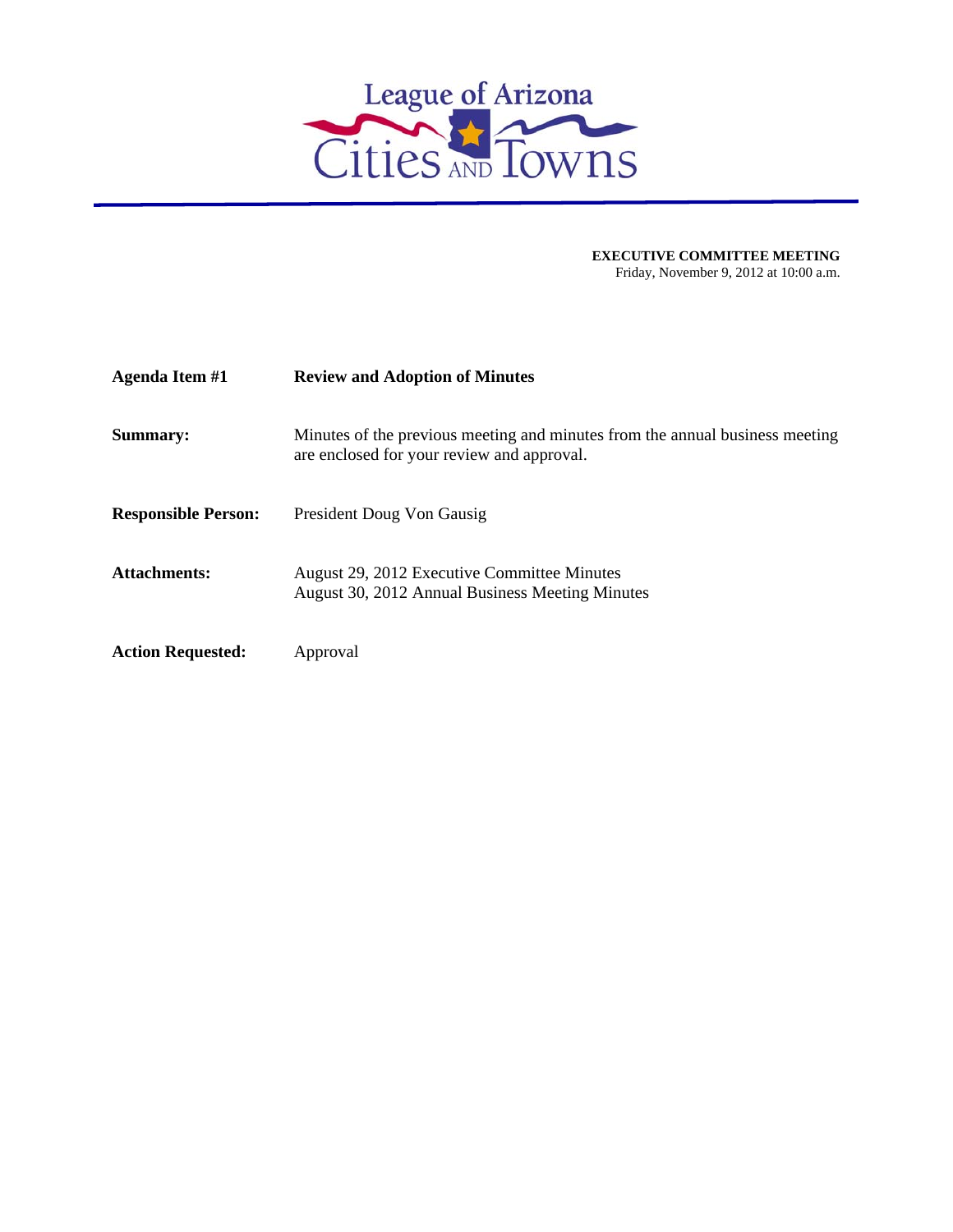League of Arizona Cities and Towns

**EXECUTIVE COMMITTEE MEETING**
Friday, November 9, 2012 at 10:00 a.m.

| | |
|---|---|
| **Agenda Item #1** | **Review and Adoption of Minutes** |
| **Summary:** | Minutes of the previous meeting and minutes from the annual business meeting are enclosed for your review and approval. |
| **Responsible Person:** | President Doug Von Gausig |
| **Attachments:** | August 29, 2012 Executive Committee Minutes<br>August 30, 2012 Annual Business Meeting Minutes |
| **Action Requested:** | Approval |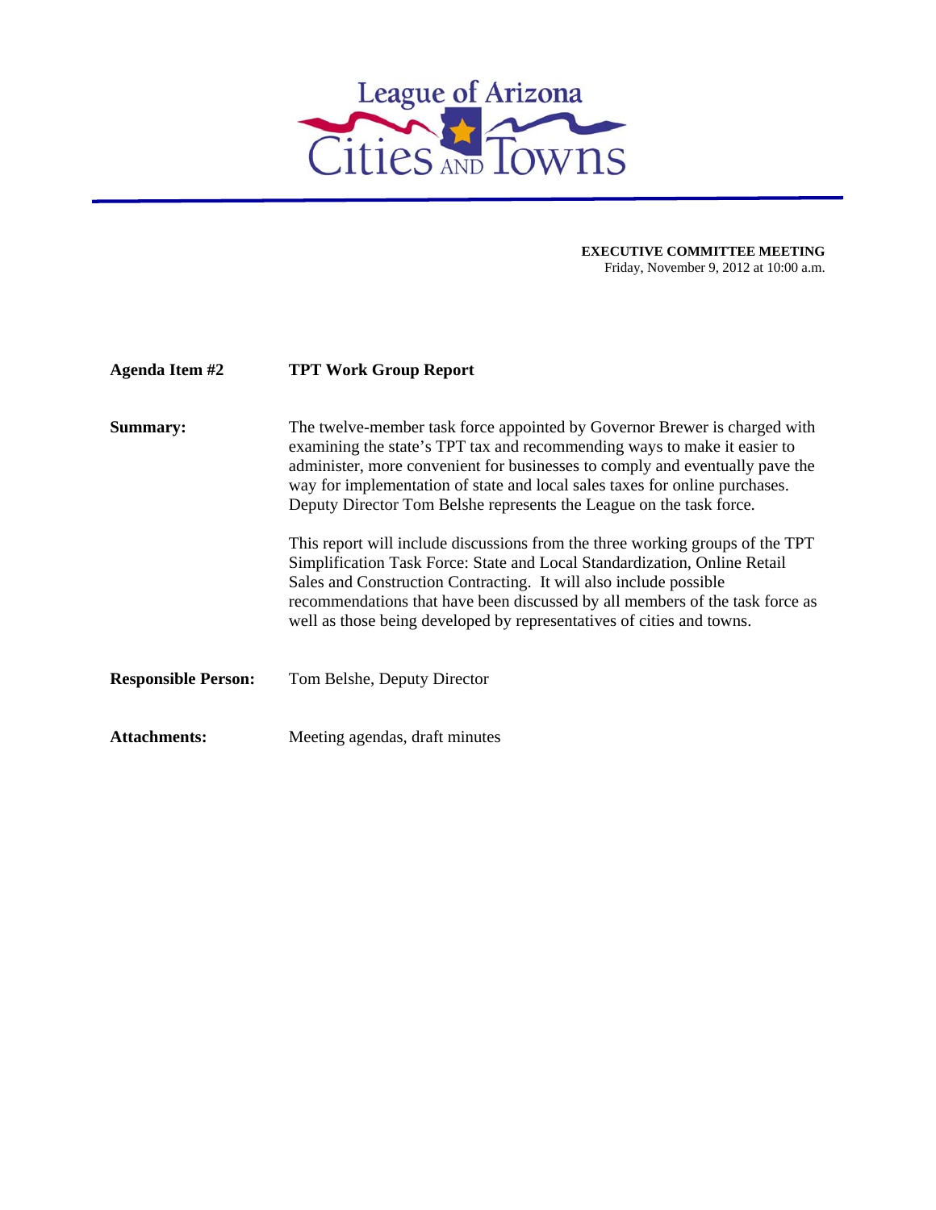# League of Arizona Cities and Towns

**EXECUTIVE COMMITTEE MEETING**
Friday, November 9, 2012 at 10:00 a.m.

**Agenda Item #2** **TPT Work Group Report**

**Summary:**

The twelve-member task force appointed by Governor Brewer is charged with examining the state's TPT tax and recommending ways to make it easier to administer, more convenient for businesses to comply and eventually pave the way for implementation of state and local sales taxes for online purchases. Deputy Director Tom Belshe represents the League on the task force.

This report will include discussions from the three working groups of the TPT Simplification Task Force: State and Local Standardization, Online Retail Sales and Construction Contracting. It will also include possible recommendations that have been discussed by all members of the task force as well as those being developed by representatives of cities and towns.

**Responsible Person:** Tom Belshe, Deputy Director

**Attachments:** Meeting agendas, draft minutes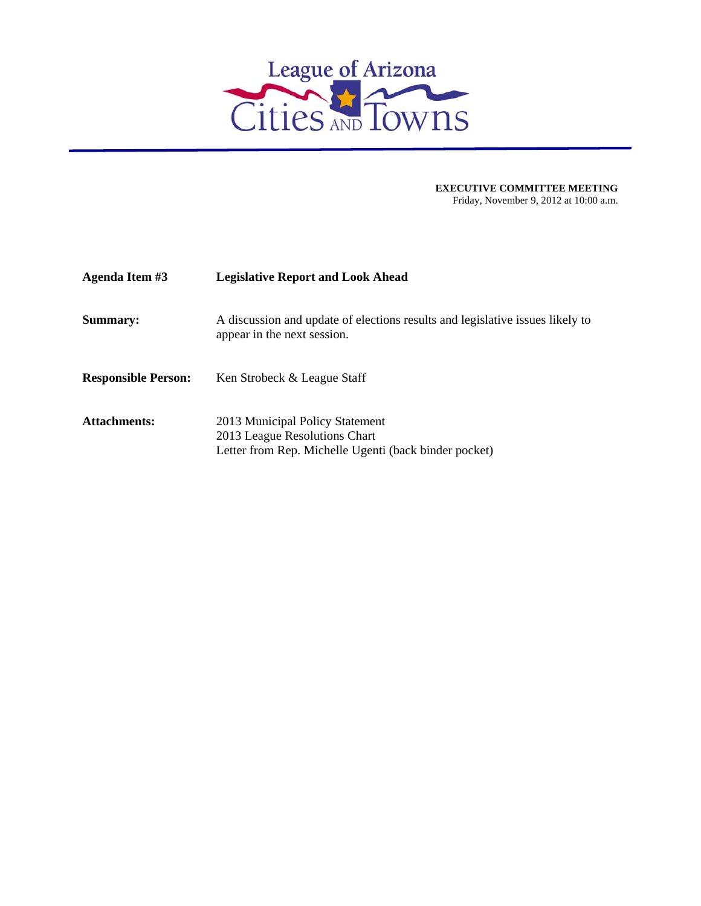League of Arizona Cities and Towns

**EXECUTIVE COMMITTEE MEETING**
Friday, November 9, 2012 at 10:00 a.m.

| | |
|---|---|
| **Agenda Item #3** | **Legislative Report and Look Ahead** |
| **Summary:** | A discussion and update of elections results and legislative issues likely to appear in the next session. |
| **Responsible Person:** | Ken Strobeck & League Staff |
| **Attachments:** | 2013 Municipal Policy Statement<br>2013 League Resolutions Chart<br>Letter from Rep. Michelle Ugenti (back binder pocket) |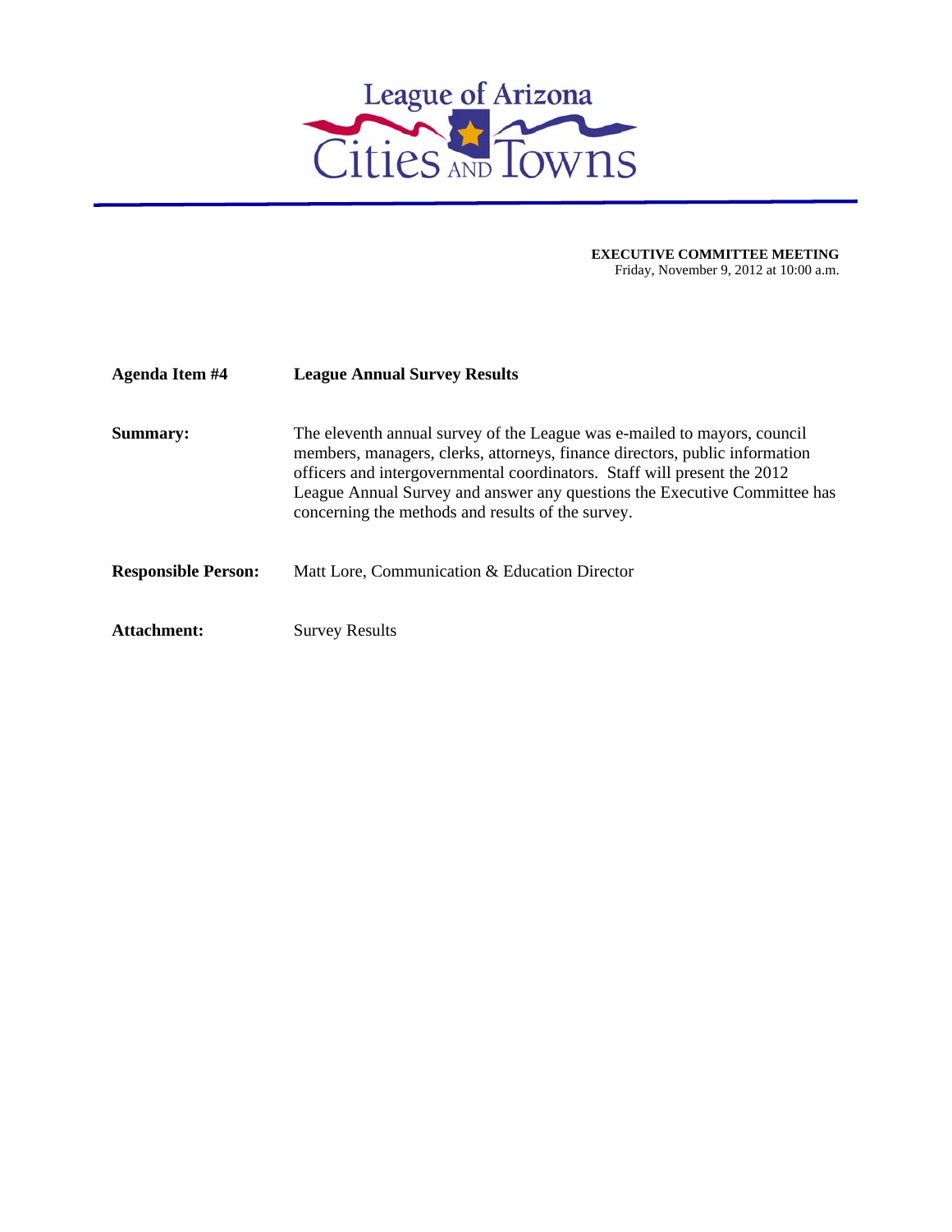League of Arizona Cities AND Towns

**EXECUTIVE COMMITTEE MEETING**
Friday, November 9, 2012 at 10:00 a.m.

**Agenda Item #4** **League Annual Survey Results**

**Summary:** The eleventh annual survey of the League was e-mailed to mayors, council members, managers, clerks, attorneys, finance directors, public information officers and intergovernmental coordinators. Staff will present the 2012 League Annual Survey and answer any questions the Executive Committee has concerning the methods and results of the survey.

**Responsible Person:** Matt Lore, Communication & Education Director

**Attachment:** Survey Results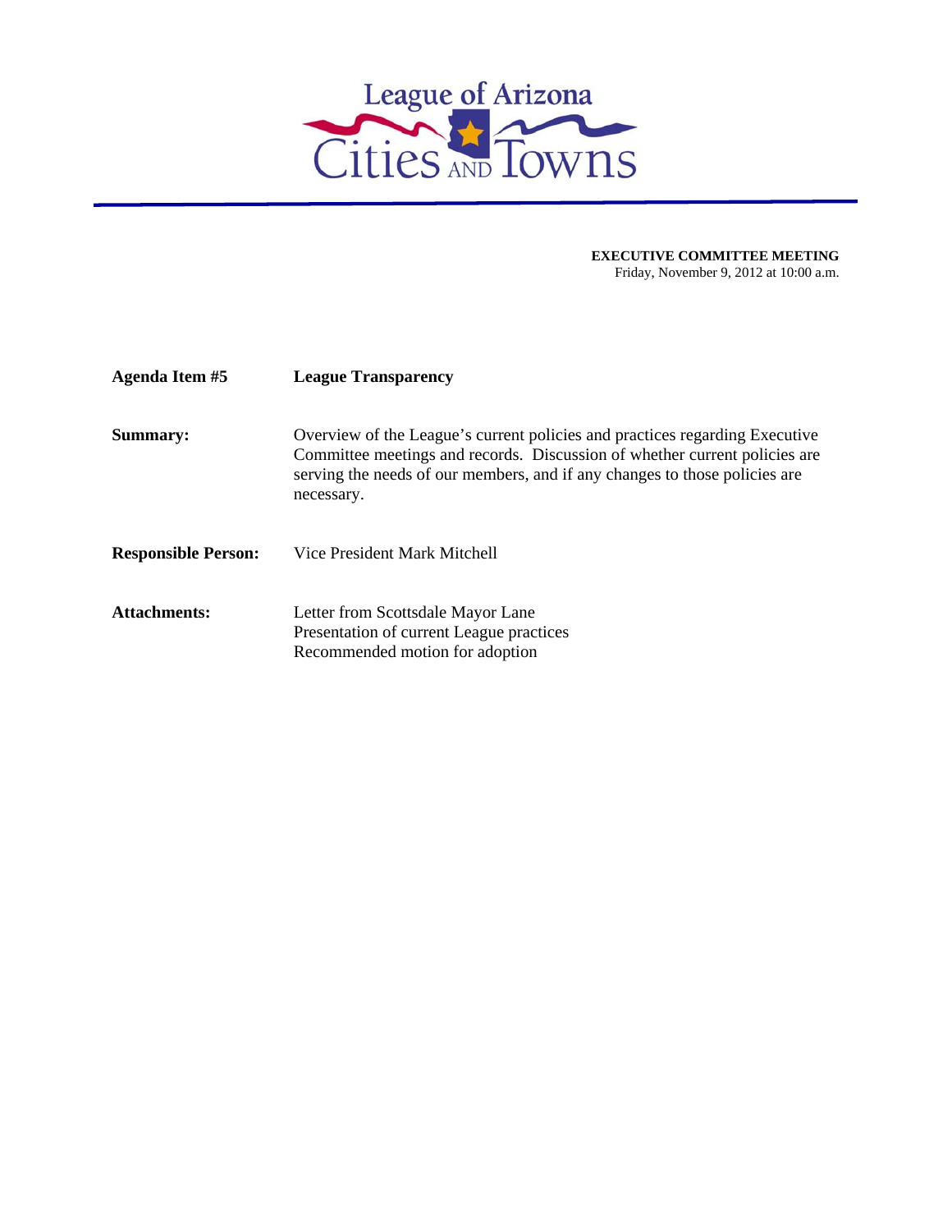# League of Arizona Cities and Towns

**EXECUTIVE COMMITTEE MEETING**
Friday, November 9, 2012 at 10:00 a.m.

**Agenda Item #5** **League Transparency**

**Summary:** Overview of the League's current policies and practices regarding Executive Committee meetings and records. Discussion of whether current policies are serving the needs of our members, and if any changes to those policies are necessary.

**Responsible Person:** Vice President Mark Mitchell

**Attachments:**
Letter from Scottsdale Mayor Lane
Presentation of current League practices
Recommended motion for adoption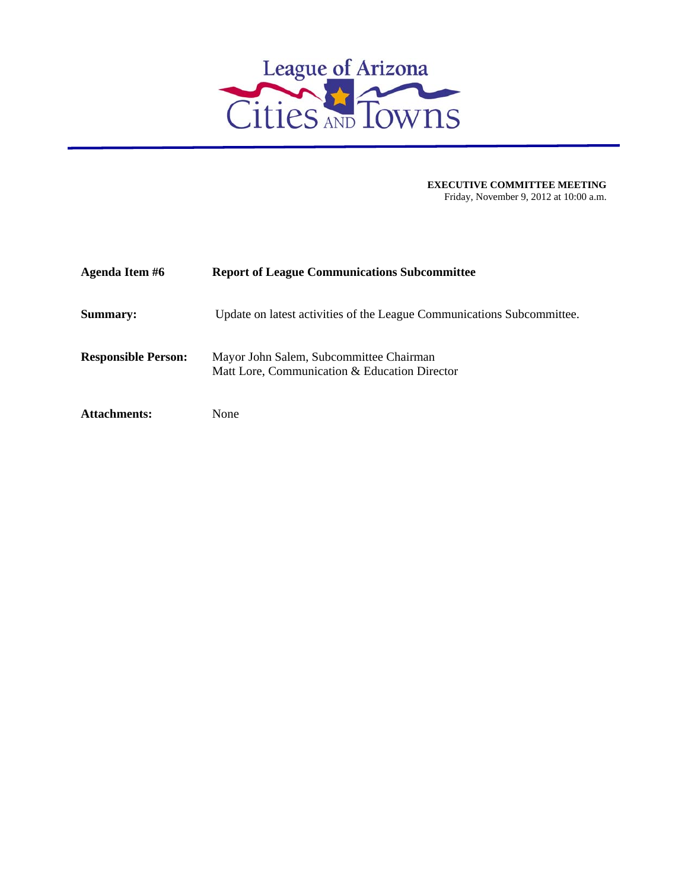League of Arizona Cities and Towns

**EXECUTIVE COMMITTEE MEETING**
Friday, November 9, 2012 at 10:00 a.m.

| | |
|---|---|
| **Agenda Item #6** | **Report of League Communications Subcommittee** |
| **Summary:** | Update on latest activities of the League Communications Subcommittee. |
| **Responsible Person:** | Mayor John Salem, Subcommittee Chairman<br>Matt Lore, Communication & Education Director |
| **Attachments:** | None |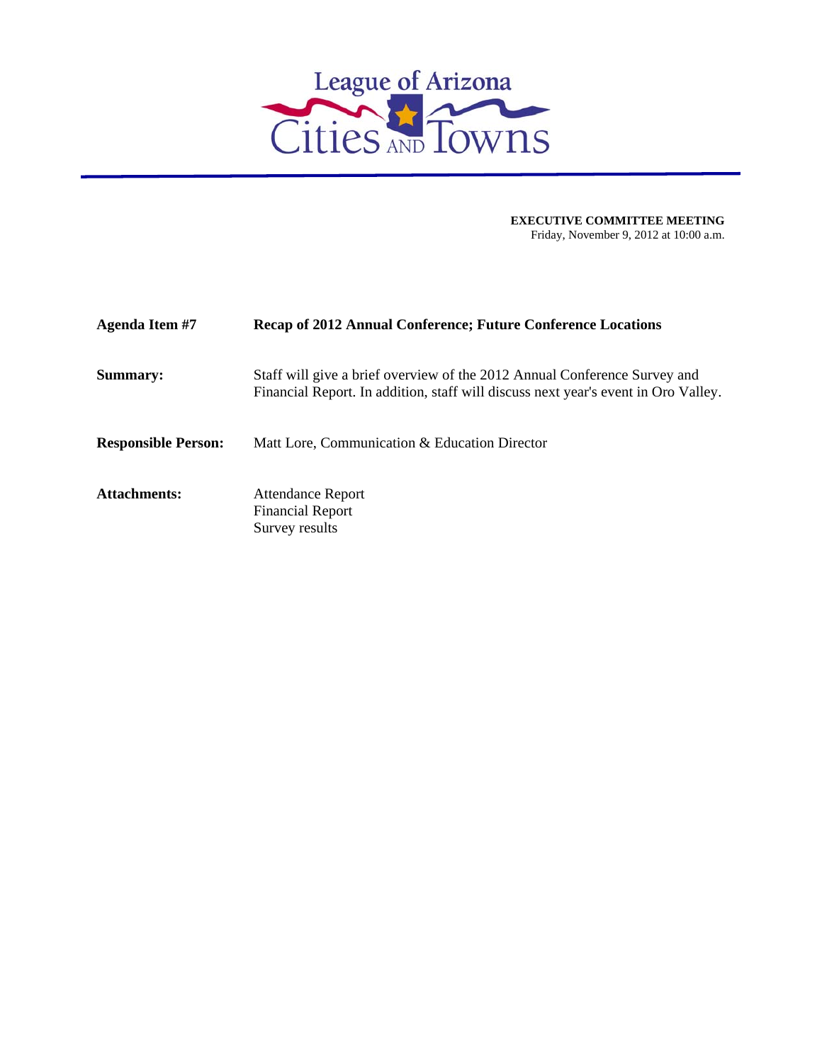# League of Arizona Cities and Towns

**EXECUTIVE COMMITTEE MEETING**
Friday, November 9, 2012 at 10:00 a.m.

**Agenda Item #7** **Recap of 2012 Annual Conference; Future Conference Locations**

**Summary:** Staff will give a brief overview of the 2012 Annual Conference Survey and Financial Report. In addition, staff will discuss next year's event in Oro Valley.

**Responsible Person:** Matt Lore, Communication & Education Director

**Attachments:**
Attendance Report
Financial Report
Survey results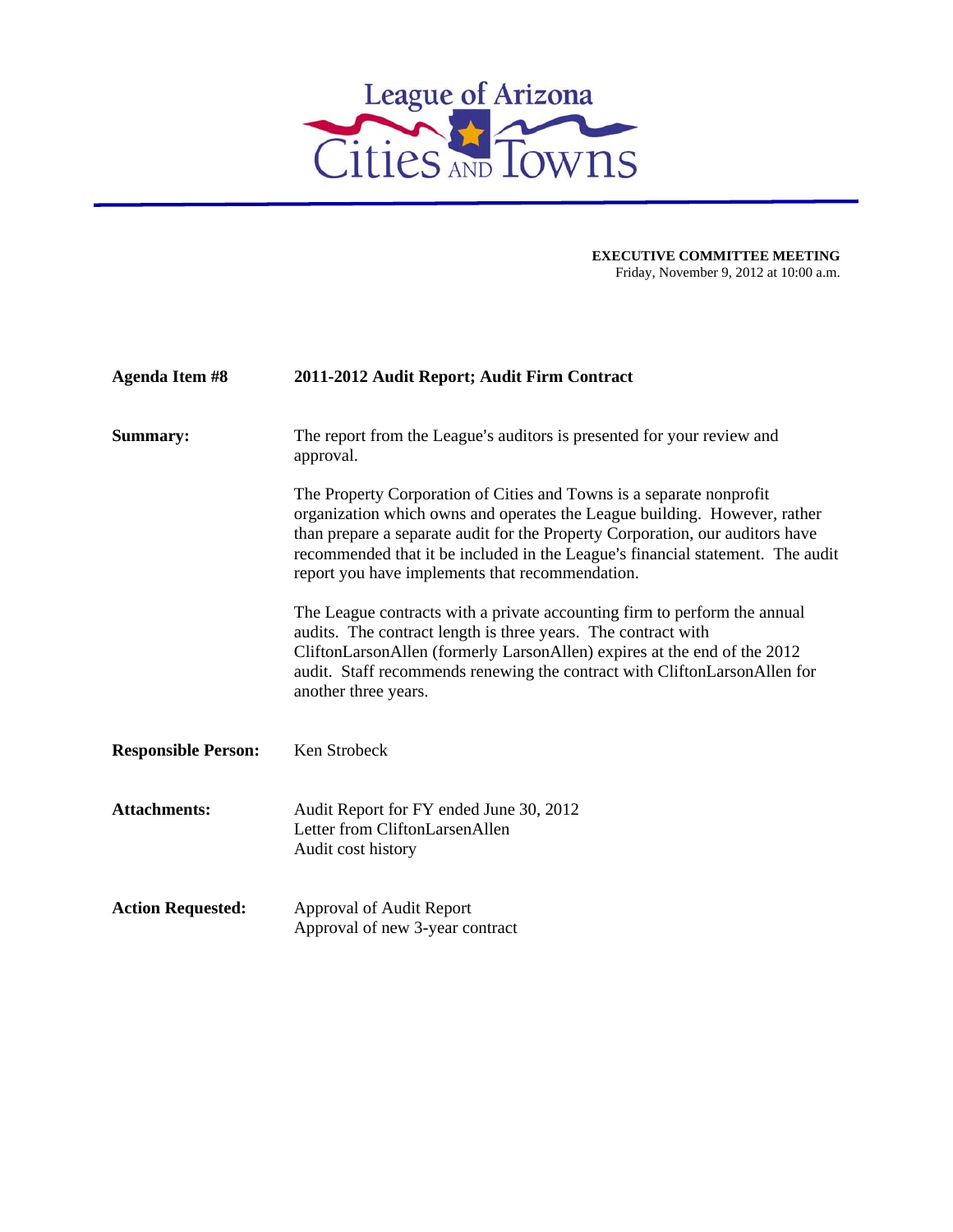# League of Arizona Cities AND Towns

**EXECUTIVE COMMITTEE MEETING**
Friday, November 9, 2012 at 10:00 a.m.

| | |
|---|---|
| **Agenda Item #8** | **2011-2012 Audit Report; Audit Firm Contract** |
| **Summary:** | The report from the League's auditors is presented for your review and approval.<br><br>The Property Corporation of Cities and Towns is a separate nonprofit organization which owns and operates the League building. However, rather than prepare a separate audit for the Property Corporation, our auditors have recommended that it be included in the League's financial statement. The audit report you have implements that recommendation.<br><br>The League contracts with a private accounting firm to perform the annual audits. The contract length is three years. The contract with CliftonLarsonAllen (formerly LarsonAllen) expires at the end of the 2012 audit. Staff recommends renewing the contract with CliftonLarsonAllen for another three years. |
| **Responsible Person:** | Ken Strobeck |
| **Attachments:** | Audit Report for FY ended June 30, 2012<br>Letter from CliftonLarsenAllen<br>Audit cost history |
| **Action Requested:** | Approval of Audit Report<br>Approval of new 3-year contract |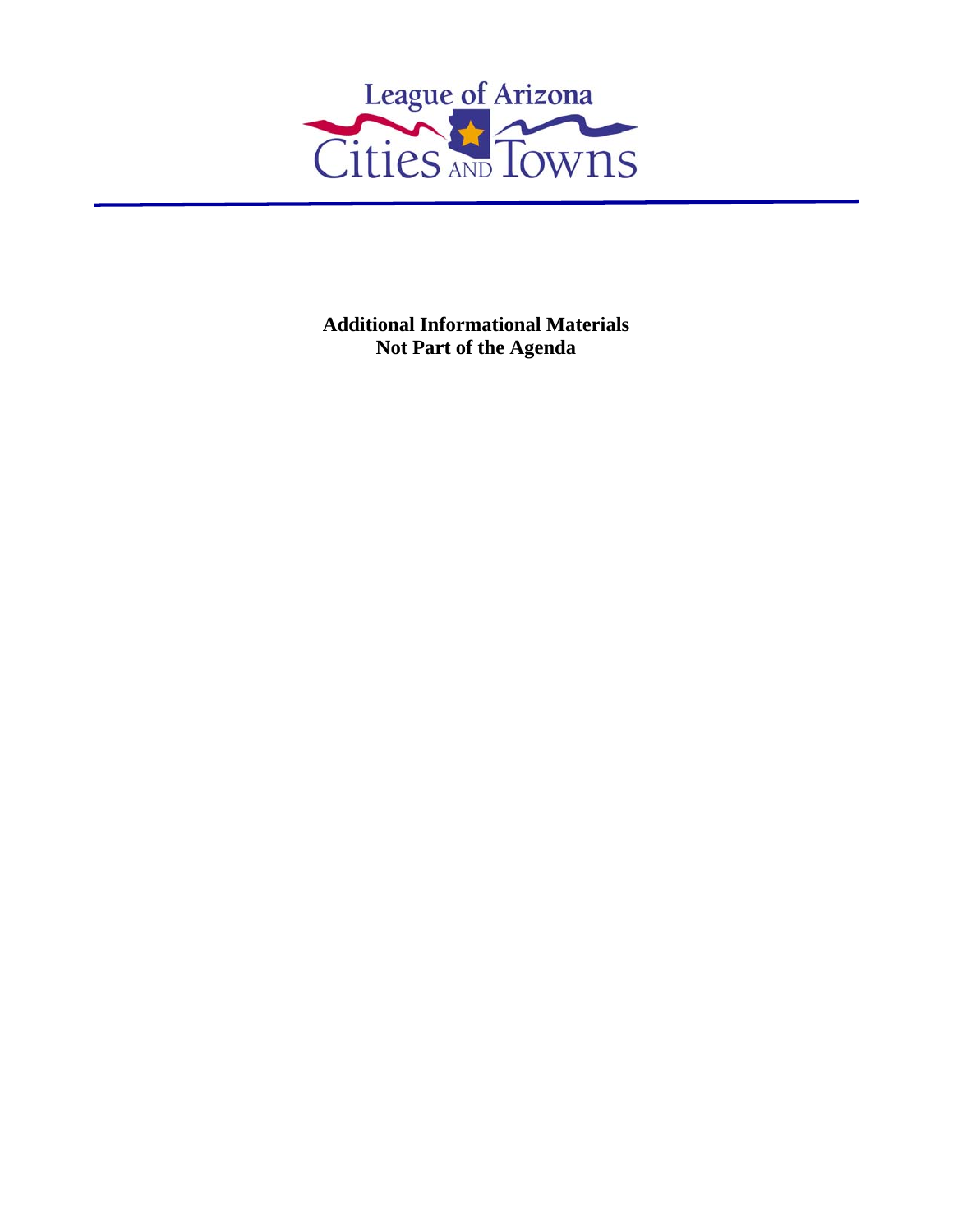League of Arizona Cities and Towns

**Additional Informational Materials**
**Not Part of the Agenda**